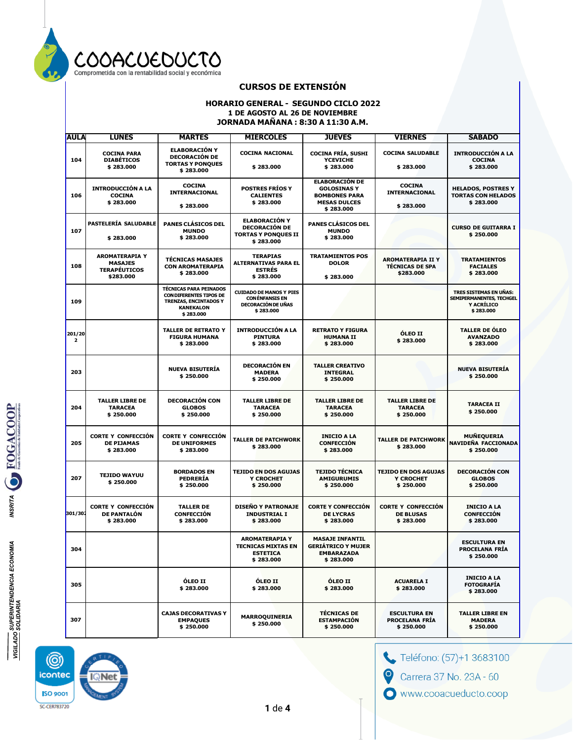COOACUEDUCTO

Comprometida con la rentabilidad social y económica

## CURSOS DE EXTENSIÓN

**HORARIO GENERAL - SEGUNDO CICLO 2022**
**1 DE AGOSTO AL 26 DE NOVIEMBRE**
**JORNADA MAÑANA : 8:30 A 11:30 A.M.**

| AULA | LUNES | MARTES | MIERCOLES | JUEVES | VIERNES | SABADO |
|---|---|---|---|---|---|---|
| 104 | COCINA PARA DIABÉTICOS $ 283.000 | ELABORACIÓN Y DECORACIÓN DE TORTAS Y PONQUES $ 283.000 | COCINA NACIONAL $ 283.000 | COCINA FRÍA, SUSHI YCEVICHE $ 283.000 | COCINA SALUDABLE $ 283.000 | INTRODUCCIÓN A LA COCINA $ 283.000 |
| 106 | INTRODUCCIÓN A LA COCINA $ 283.000 | COCINA INTERNACIONAL $ 283.000 | POSTRES FRÍOS Y CALIENTES $ 283.000 | ELABORACIÓN DE GOLOSINAS Y BOMBONES PARA MESAS DULCES $ 283.000 | COCINA INTERNACIONAL $ 283.000 | HELADOS, POSTRES Y TORTAS CON HELADOS $ 283.000 |
| 107 | PASTELERÍA SALUDABLE $ 283.000 | PANES CLÁSICOS DEL MUNDO $ 283.000 | ELABORACIÓN Y DECORACIÓN DE TORTAS Y PONQUES II $ 283.000 | PANES CLÁSICOS DEL MUNDO $ 283.000 | | CURSO DE GUITARRA I $ 250.000 |
| 108 | AROMATERAPIA Y MASAJES TERAPÉUTICOS $283.000 | TÉCNICAS MASAJES CON AROMATERAPIA $ 283.000 | TERAPIAS ALTERNATIVAS PARA EL ESTRÉS $ 283.000 | TRATAMIENTOS POS DOLOR $ 283.000 | AROMATERAPIA II Y TÉCNICAS DE SPA $283.000 | TRATAMIENTOS FACIALES $ 283.000 |
| 109 | | TÉCNICAS PARA PEINADOS CON DIFERENTES TIPOS DE TRENZAS, ENCINTADOS Y KANEKALON $ 283.000 | CUIDADO DE MANOS Y PIES CON ÉNFANSIS EN DECORACIÓN DE UÑAS $ 283.000 | | | TRES SISTEMAS EN UÑAS: SEMIPERMANENTES, TECHGEL Y ACRÍLICO $ 283.000 |
| 201/202 | | TALLER DE RETRATO Y FIGURA HUMANA $ 283.000 | INTRODUCCIÓN A LA PINTURA $ 283.000 | RETRATO Y FIGURA HUMANA II $ 283.000 | ÓLEO II $ 283.000 | TALLER DE ÓLEO AVANZADO $ 283.000 |
| 203 | | NUEVA BISUTERÍA $ 250.000 | DECORACIÓN EN MADERA $ 250.000 | TALLER CREATIVO INTEGRAL $ 250.000 | | NUEVA BISUTERÍA $ 250.000 |
| 204 | TALLER LIBRE DE TARACEA $ 250.000 | DECORACIÓN CON GLOBOS $ 250.000 | TALLER LIBRE DE TARACEA $ 250.000 | TALLER LIBRE DE TARACEA $ 250.000 | TALLER LIBRE DE TARACEA $ 250.000 | TARACEA II $ 250.000 |
| 205 | CORTE Y CONFECCIÓN DE PIJAMAS $ 283.000 | CORTE Y CONFECCIÓN DE UNIFORMES $ 283.000 | TALLER DE PATCHWORK $ 283.000 | INICIO A LA CONFECCIÓN $ 283.000 | TALLER DE PATCHWORK $ 283.000 | MUÑEQUERIA NAVIDEÑA FACCIONADA $ 250.000 |
| 207 | TEJIDO WAYUU $ 250.000 | BORDADOS EN PEDRERÍA $ 250.000 | TEJIDO EN DOS AGUJAS Y CROCHET $ 250.000 | TEJIDO TÉCNICA AMIGURUMIS $ 250.000 | TEJIDO EN DOS AGUJAS Y CROCHET $ 250.000 | DECORACIÓN CON GLOBOS $ 250.000 |
| 301/302 | CORTE Y CONFECCIÓN DE PANTALÓN $ 283.000 | TALLER DE CONFECCIÓN $ 283.000 | DISEÑO Y PATRONAJE INDUSTRIAL I $ 283.000 | CORTE Y CONFECCIÓN DE LYCRAS $ 283.000 | CORTE Y CONFECCIÓN DE BLUSAS $ 283.000 | INICIO A LA CONFECCIÓN $ 283.000 |
| 304 | | | AROMATERAPIA Y TECNICAS MIXTAS EN ESTETICA $ 283.000 | MASAJE INFANTIL GERIÁTRICO Y MUJER EMBARAZADA $ 283.000 | | ESCULTURA EN PROCELANA FRÍA $ 250.000 |
| 305 | | ÓLEO II $ 283.000 | ÓLEO II $ 283.000 | ÓLEO II $ 283.000 | ACUARELA I $ 283.000 | INICIO A LA FOTOGRAFÍA $ 283.000 |
| 307 | | CAJAS DECORATIVAS Y EMPAQUES $ 250.000 | MARROQUINERIA $ 250.000 | TÉCNICAS DE ESTAMPACIÓN $ 250.000 | ESCULTURA EN PROCELANA FRÍA $ 250.000 | TALLER LIBRE EN MADERA $ 250.000 |

VIGILADO SUPERINTENDENCIA ECONOMIA SOLIDARIA

INSRITA FOGACOOP

icontec ISO 9001 SC-CER783720

IQNet

Teléfono: (57)+1 3683100
Carrera 37 No. 23A - 60
www.cooacueducto.coop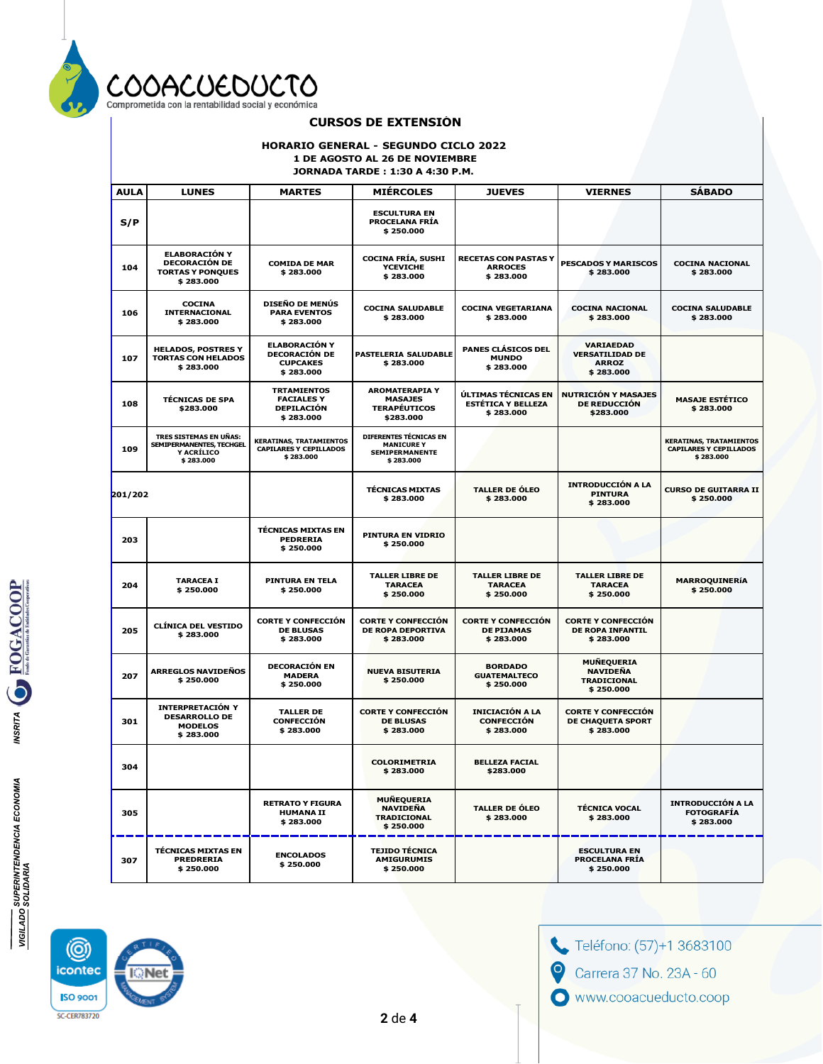COOACUEDUCTO
Comprometida con la rentabilidad social y económica

# CURSOS DE EXTENSIÒN

**HORARIO GENERAL - SEGUNDO CICLO 2022**
**1 DE AGOSTO AL 26 DE NOVIEMBRE**
**JORNADA TARDE : 1:30 A 4:30 P.M.**

| AULA | LUNES | MARTES | MIÉRCOLES | JUEVES | VIERNES | SÁBADO |
|---|---|---|---|---|---|---|
| S/P | | | ESCULTURA EN PROCELANA FRÍA $ 250.000 | | | |
| 104 | ELABORACIÓN Y DECORACIÓN DE TORTAS Y PONQUES $ 283.000 | COMIDA DE MAR $ 283.000 | COCINA FRÍA, SUSHI YCEVICHE $ 283.000 | RECETAS CON PASTAS Y ARROCES $ 283.000 | PESCADOS Y MARISCOS $ 283.000 | COCINA NACIONAL $ 283.000 |
| 106 | COCINA INTERNACIONAL $ 283.000 | DISEÑO DE MENÚS PARA EVENTOS $ 283.000 | COCINA SALUDABLE $ 283.000 | COCINA VEGETARIANA $ 283.000 | COCINA NACIONAL $ 283.000 | COCINA SALUDABLE $ 283.000 |
| 107 | HELADOS, POSTRES Y TORTAS CON HELADOS $ 283.000 | ELABORACIÓN Y DECORACIÓN DE CUPCAKES $ 283.000 | PASTELERIA SALUDABLE $ 283.000 | PANES CLÁSICOS DEL MUNDO $ 283.000 | VARIAEDAD VERSATILIDAD DE ARROZ $ 283.000 | |
| 108 | TÉCNICAS DE SPA $283.000 | TRTAMIENTOS FACIALES Y DEPILACIÓN $ 283.000 | AROMATERAPIA Y MASAJES TERAPÉUTICOS $283.000 | ÚLTIMAS TÉCNICAS EN ESTÉTICA Y BELLEZA $ 283.000 | NUTRICIÓN Y MASAJES DE REDUCCIÓN $283.000 | MASAJE ESTÉTICO $ 283.000 |
| 109 | TRES SISTEMAS EN UÑAS: SEMIPERMANENTES, TECHGEL Y ACRÍLICO $ 283.000 | KERATINAS, TRATAMIENTOS CAPILARES Y CEPILLADOS $ 283.000 | DIFERENTES TÉCNICAS EN MANICURE Y SEMIPERMANENTE $ 283.000 | | | KERATINAS, TRATAMIENTOS CAPILARES Y CEPILLADOS $ 283.000 |
| 201/202 | | | TÉCNICAS MIXTAS $ 283.000 | TALLER DE ÓLEO $ 283.000 | INTRODUCCIÓN A LA PINTURA $ 283.000 | CURSO DE GUITARRA II $ 250.000 |
| 203 | | TÉCNICAS MIXTAS EN PEDRERIA $ 250.000 | PINTURA EN VIDRIO $ 250.000 | | | |
| 204 | TARACEA I $ 250.000 | PINTURA EN TELA $ 250.000 | TALLER LIBRE DE TARACEA $ 250.000 | TALLER LIBRE DE TARACEA $ 250.000 | TALLER LIBRE DE TARACEA $ 250.000 | MARROQUINERÍA $ 250.000 |
| 205 | CLÍNICA DEL VESTIDO $ 283.000 | CORTE Y CONFECCIÓN DE BLUSAS $ 283.000 | CORTE Y CONFECCIÓN DE ROPA DEPORTIVA $ 283.000 | CORTE Y CONFECCIÓN DE PIJAMAS $ 283.000 | CORTE Y CONFECCIÓN DE ROPA INFANTIL $ 283.000 | |
| 207 | ARREGLOS NAVIDEÑOS $ 250.000 | DECORACIÓN EN MADERA $ 250.000 | NUEVA BISUTERIA $ 250.000 | BORDADO GUATEMALTECO $ 250.000 | MUÑEQUERIA NAVIDEÑA TRADICIONAL $ 250.000 | |
| 301 | INTERPRETACIÓN Y DESARROLLO DE MODELOS $ 283.000 | TALLER DE CONFECCIÓN $ 283.000 | CORTE Y CONFECCIÓN DE BLUSAS $ 283.000 | INICIACIÓN A LA CONFECCIÓN $ 283.000 | CORTE Y CONFECCIÓN DE CHAQUETA SPORT $ 283.000 | |
| 304 | | | COLORIMETRIA $ 283.000 | BELLEZA FACIAL $283.000 | | |
| 305 | | RETRATO Y FIGURA HUMANA II $ 283.000 | MUÑEQUERIA NAVIDEÑA TRADICIONAL $ 250.000 | TALLER DE ÓLEO $ 283.000 | TÉCNICA VOCAL $ 283.000 | INTRODUCCIÓN A LA FOTOGRAFÍA $ 283.000 |
| 307 | TÉCNICAS MIXTAS EN PREDRERIA $ 250.000 | ENCOLADOS $ 250.000 | TEJIDO TÉCNICA AMIGURUMIS $ 250.000 | | ESCULTURA EN PROCELANA FRÍA $ 250.000 | |

Teléfono: (57)+1 3683100
Carrera 37 No. 23A - 60
www.cooacueducto.coop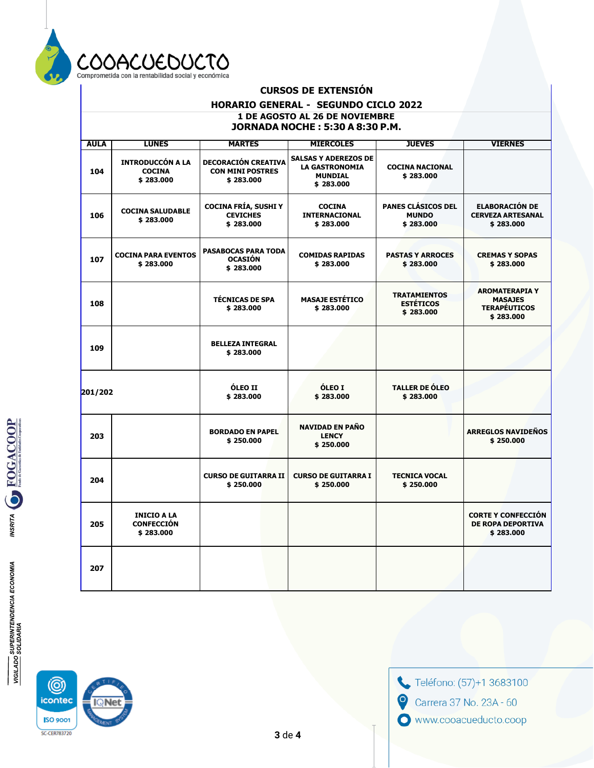COOACUEDUCTO
Comprometida con la rentabilidad social y económica

## CURSOS DE EXTENSIÓN

### HORARIO GENERAL - SEGUNDO CICLO 2022

**1 DE AGOSTO AL 26 DE NOVIEMBRE**
**JORNADA NOCHE : 5:30 A 8:30 P.M.**

| AULA | LUNES | MARTES | MIERCOLES | JUEVES | VIERNES |
|---|---|---|---|---|---|
| 104 | INTRODUCCÓN A LA COCINA $ 283.000 | DECORACIÓN CREATIVA CON MINI POSTRES $ 283.000 | SALSAS Y ADEREZOS DE LA GASTRONOMIA MUNDIAL $ 283.000 | COCINA NACIONAL $ 283.000 | |
| 106 | COCINA SALUDABLE $ 283.000 | COCINA FRÍA, SUSHI Y CEVICHES $ 283.000 | COCINA INTERNACIONAL $ 283.000 | PANES CLÁSICOS DEL MUNDO $ 283.000 | ELABORACIÓN DE CERVEZA ARTESANAL $ 283.000 |
| 107 | COCINA PARA EVENTOS $ 283.000 | PASABOCAS PARA TODA OCASIÓN $ 283.000 | COMIDAS RAPIDAS $ 283.000 | PASTAS Y ARROCES $ 283.000 | CREMAS Y SOPAS $ 283.000 |
| 108 | | TÉCNICAS DE SPA $ 283.000 | MASAJE ESTÉTICO $ 283.000 | TRATAMIENTOS ESTÉTICOS $ 283.000 | AROMATERAPIA Y MASAJES TERAPÉUTICOS $ 283.000 |
| 109 | | BELLEZA INTEGRAL $ 283.000 | | | |
| 201/202 | | ÓLEO II $ 283.000 | ÓLEO I $ 283.000 | TALLER DE ÓLEO $ 283.000 | |
| 203 | | BORDADO EN PAPEL $ 250.000 | NAVIDAD EN PAÑO LENCY $ 250.000 | | ARREGLOS NAVIDEÑOS $ 250.000 |
| 204 | | CURSO DE GUITARRA II $ 250.000 | CURSO DE GUITARRA I $ 250.000 | TECNICA VOCAL $ 250.000 | |
| 205 | INICIO A LA CONFECCIÓN $ 283.000 | | | | CORTE Y CONFECCIÓN DE ROPA DEPORTIVA $ 283.000 |
| 207 | | | | | |

Teléfono: (57)+1 3683100
Carrera 37 No. 23A - 60
www.cooacueducto.coop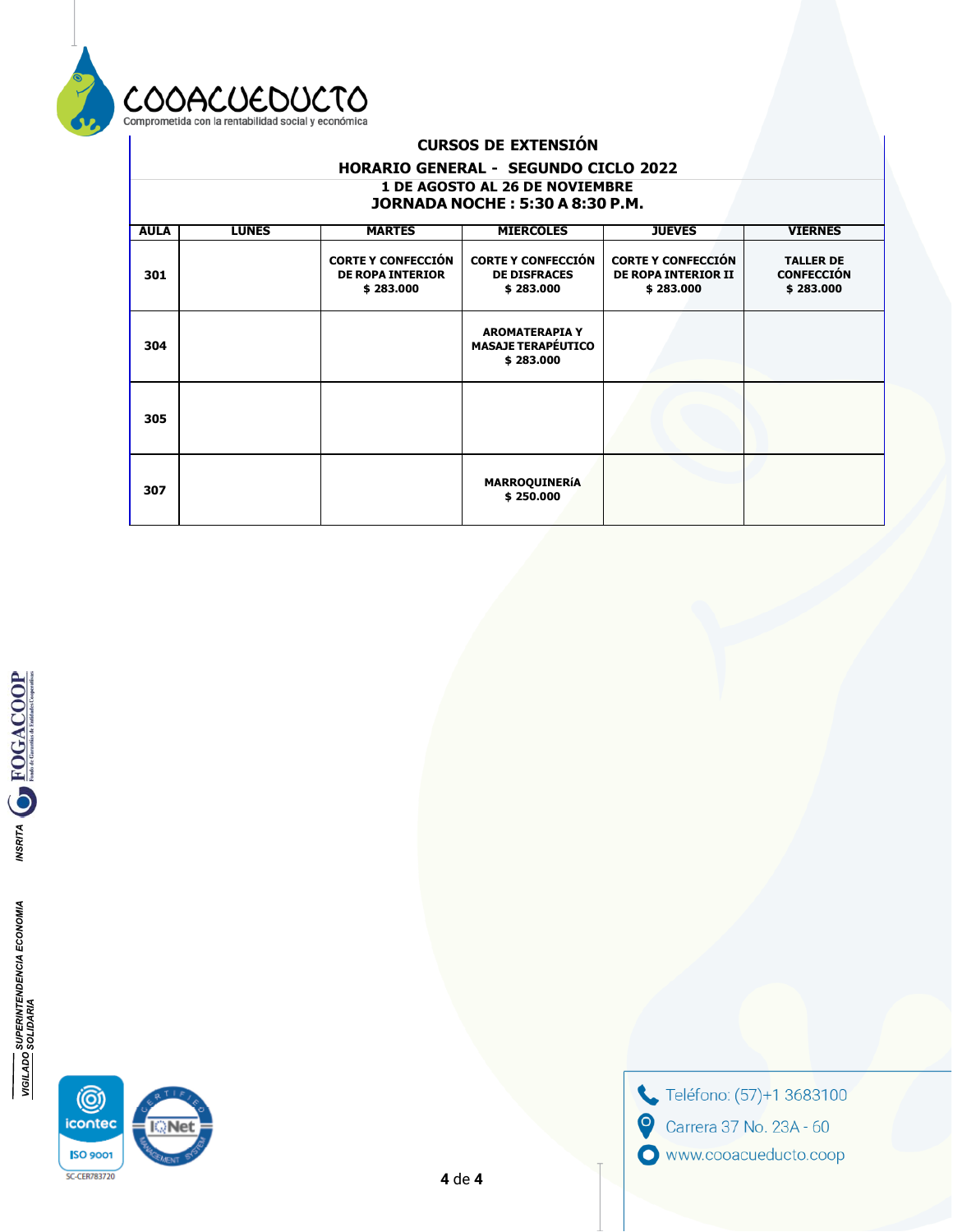COOACUEDUCTO
Comprometida con la rentabilidad social y económica

## CURSOS DE EXTENSIÓN

### HORARIO GENERAL - SEGUNDO CICLO 2022

**1 DE AGOSTO AL 26 DE NOVIEMBRE**

**JORNADA NOCHE : 5:30 A 8:30 P.M.**

| AULA | LUNES | MARTES | MIERCOLES | JUEVES | VIERNES |
|---|---|---|---|---|---|
| 301 | | CORTE Y CONFECCIÓN DE ROPA INTERIOR $ 283.000 | CORTE Y CONFECCIÓN DE DISFRACES $ 283.000 | CORTE Y CONFECCIÓN DE ROPA INTERIOR II $ 283.000 | TALLER DE CONFECCIÓN $ 283.000 |
| 304 | | | AROMATERAPIA Y MASAJE TERAPÉUTICO $ 283.000 | | |
| 305 | | | | | |
| 307 | | | MARROQUINERíA $ 250.000 | | |

VIGILADO SUPERINTENDENCIA ECONOMIA SOLIDARIA

INSRITA FOGACOOP

icontec ISO 9001 SC-CER783720

IQNet CERTIFIED MANAGEMENT SYSTEM

Teléfono: (57)+1 3683100

Carrera 37 No. 23A - 60

www.cooacueducto.coop